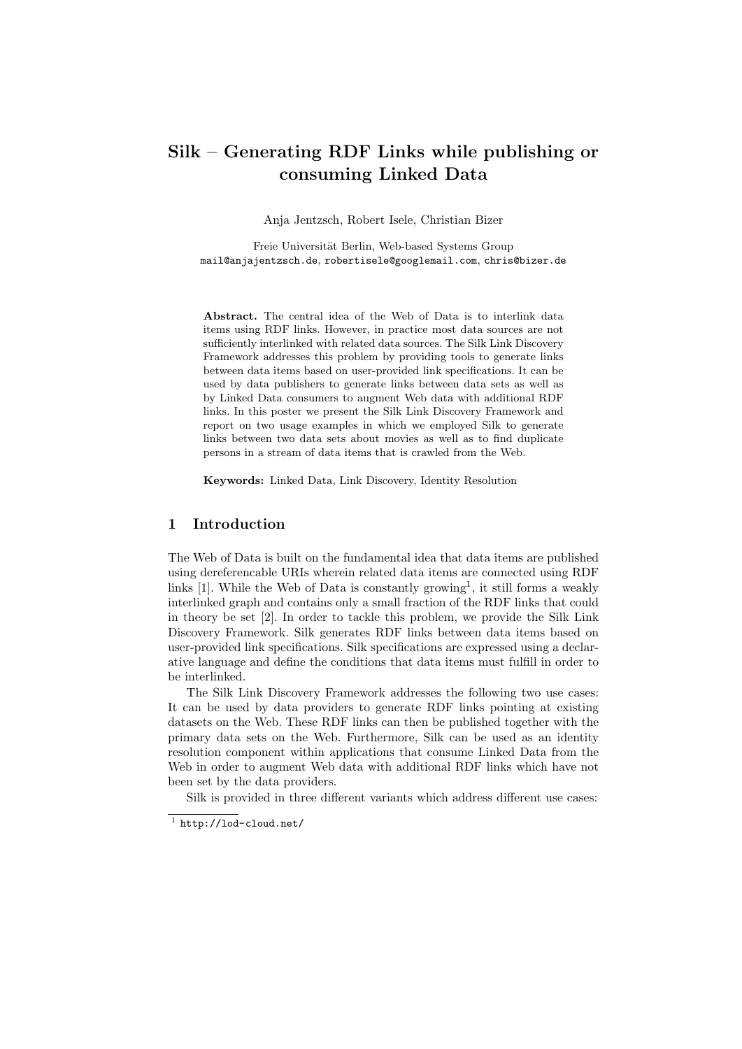# Silk – Generating RDF Links while publishing or consuming Linked Data

Anja Jentzsch, Robert Isele, Christian Bizer

Freie Universität Berlin, Web-based Systems Group
mail@anjajentzsch.de, robertisele@googlemail.com, chris@bizer.de

**Abstract.** The central idea of the Web of Data is to interlink data items using RDF links. However, in practice most data sources are not sufficiently interlinked with related data sources. The Silk Link Discovery Framework addresses this problem by providing tools to generate links between data items based on user-provided link specifications. It can be used by data publishers to generate links between data sets as well as by Linked Data consumers to augment Web data with additional RDF links. In this poster we present the Silk Link Discovery Framework and report on two usage examples in which we employed Silk to generate links between two data sets about movies as well as to find duplicate persons in a stream of data items that is crawled from the Web.

**Keywords:** Linked Data, Link Discovery, Identity Resolution

## 1 Introduction

The Web of Data is built on the fundamental idea that data items are published using dereferencable URIs wherein related data items are connected using RDF links [1]. While the Web of Data is constantly growing[1], it still forms a weakly interlinked graph and contains only a small fraction of the RDF links that could in theory be set [2]. In order to tackle this problem, we provide the Silk Link Discovery Framework. Silk generates RDF links between data items based on user-provided link specifications. Silk specifications are expressed using a declarative language and define the conditions that data items must fulfill in order to be interlinked.

The Silk Link Discovery Framework addresses the following two use cases: It can be used by data providers to generate RDF links pointing at existing datasets on the Web. These RDF links can then be published together with the primary data sets on the Web. Furthermore, Silk can be used as an identity resolution component within applications that consume Linked Data from the Web in order to augment Web data with additional RDF links which have not been set by the data providers.

Silk is provided in three different variants which address different use cases:

[1] http://lod-cloud.net/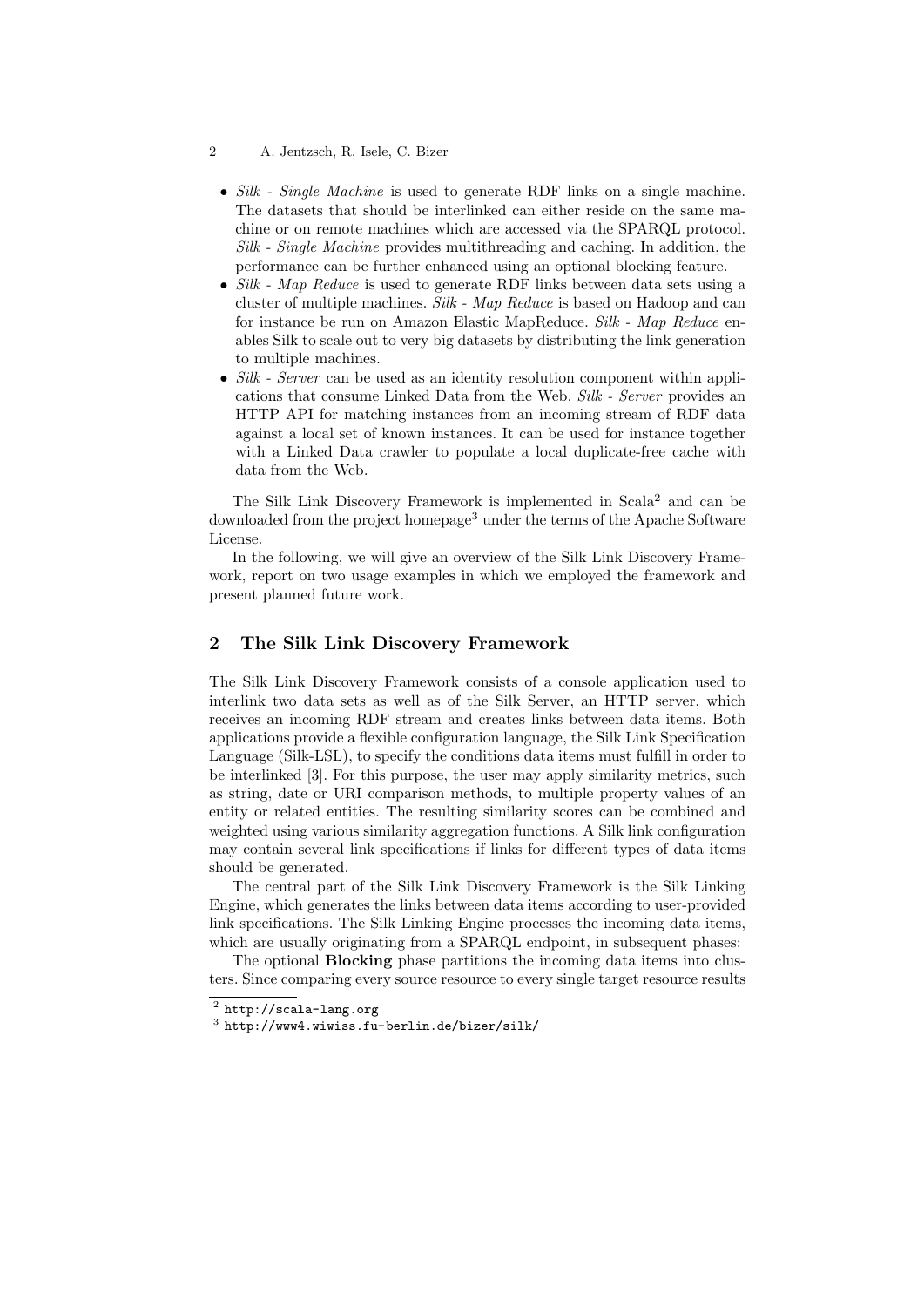- *Silk - Single Machine* is used to generate RDF links on a single machine. The datasets that should be interlinked can either reside on the same machine or on remote machines which are accessed via the SPARQL protocol. *Silk - Single Machine* provides multithreading and caching. In addition, the performance can be further enhanced using an optional blocking feature.
- *Silk - Map Reduce* is used to generate RDF links between data sets using a cluster of multiple machines. *Silk - Map Reduce* is based on Hadoop and can for instance be run on Amazon Elastic MapReduce. *Silk - Map Reduce* enables Silk to scale out to very big datasets by distributing the link generation to multiple machines.
- *Silk - Server* can be used as an identity resolution component within applications that consume Linked Data from the Web. *Silk - Server* provides an HTTP API for matching instances from an incoming stream of RDF data against a local set of known instances. It can be used for instance together with a Linked Data crawler to populate a local duplicate-free cache with data from the Web.

The Silk Link Discovery Framework is implemented in Scala[2] and can be downloaded from the project homepage[3] under the terms of the Apache Software License.

In the following, we will give an overview of the Silk Link Discovery Framework, report on two usage examples in which we employed the framework and present planned future work.

## 2 The Silk Link Discovery Framework

The Silk Link Discovery Framework consists of a console application used to interlink two data sets as well as of the Silk Server, an HTTP server, which receives an incoming RDF stream and creates links between data items. Both applications provide a flexible configuration language, the Silk Link Specification Language (Silk-LSL), to specify the conditions data items must fulfill in order to be interlinked [3]. For this purpose, the user may apply similarity metrics, such as string, date or URI comparison methods, to multiple property values of an entity or related entities. The resulting similarity scores can be combined and weighted using various similarity aggregation functions. A Silk link configuration may contain several link specifications if links for different types of data items should be generated.

The central part of the Silk Link Discovery Framework is the Silk Linking Engine, which generates the links between data items according to user-provided link specifications. The Silk Linking Engine processes the incoming data items, which are usually originating from a SPARQL endpoint, in subsequent phases:

The optional **Blocking** phase partitions the incoming data items into clusters. Since comparing every source resource to every single target resource results

---

[2] `http://scala-lang.org`

[3] `http://www4.wiwiss.fu-berlin.de/bizer/silk/`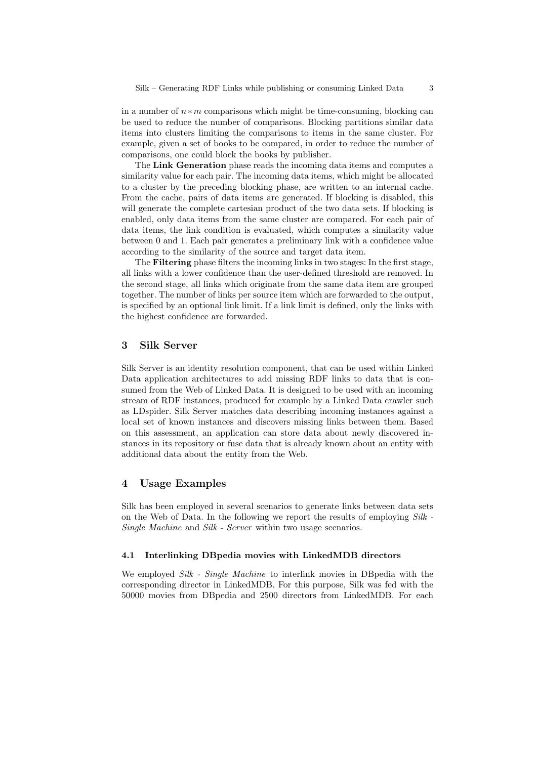in a number of $n * m$ comparisons which might be time-consuming, blocking can be used to reduce the number of comparisons. Blocking partitions similar data items into clusters limiting the comparisons to items in the same cluster. For example, given a set of books to be compared, in order to reduce the number of comparisons, one could block the books by publisher.

The **Link Generation** phase reads the incoming data items and computes a similarity value for each pair. The incoming data items, which might be allocated to a cluster by the preceding blocking phase, are written to an internal cache. From the cache, pairs of data items are generated. If blocking is disabled, this will generate the complete cartesian product of the two data sets. If blocking is enabled, only data items from the same cluster are compared. For each pair of data items, the link condition is evaluated, which computes a similarity value between 0 and 1. Each pair generates a preliminary link with a confidence value according to the similarity of the source and target data item.

The **Filtering** phase filters the incoming links in two stages: In the first stage, all links with a lower confidence than the user-defined threshold are removed. In the second stage, all links which originate from the same data item are grouped together. The number of links per source item which are forwarded to the output, is specified by an optional link limit. If a link limit is defined, only the links with the highest confidence are forwarded.

## 3 Silk Server

Silk Server is an identity resolution component, that can be used within Linked Data application architectures to add missing RDF links to data that is consumed from the Web of Linked Data. It is designed to be used with an incoming stream of RDF instances, produced for example by a Linked Data crawler such as LDspider. Silk Server matches data describing incoming instances against a local set of known instances and discovers missing links between them. Based on this assessment, an application can store data about newly discovered instances in its repository or fuse data that is already known about an entity with additional data about the entity from the Web.

## 4 Usage Examples

Silk has been employed in several scenarios to generate links between data sets on the Web of Data. In the following we report the results of employing *Silk - Single Machine* and *Silk - Server* within two usage scenarios.

### 4.1 Interlinking DBpedia movies with LinkedMDB directors

We employed *Silk - Single Machine* to interlink movies in DBpedia with the corresponding director in LinkedMDB. For this purpose, Silk was fed with the 50000 movies from DBpedia and 2500 directors from LinkedMDB. For each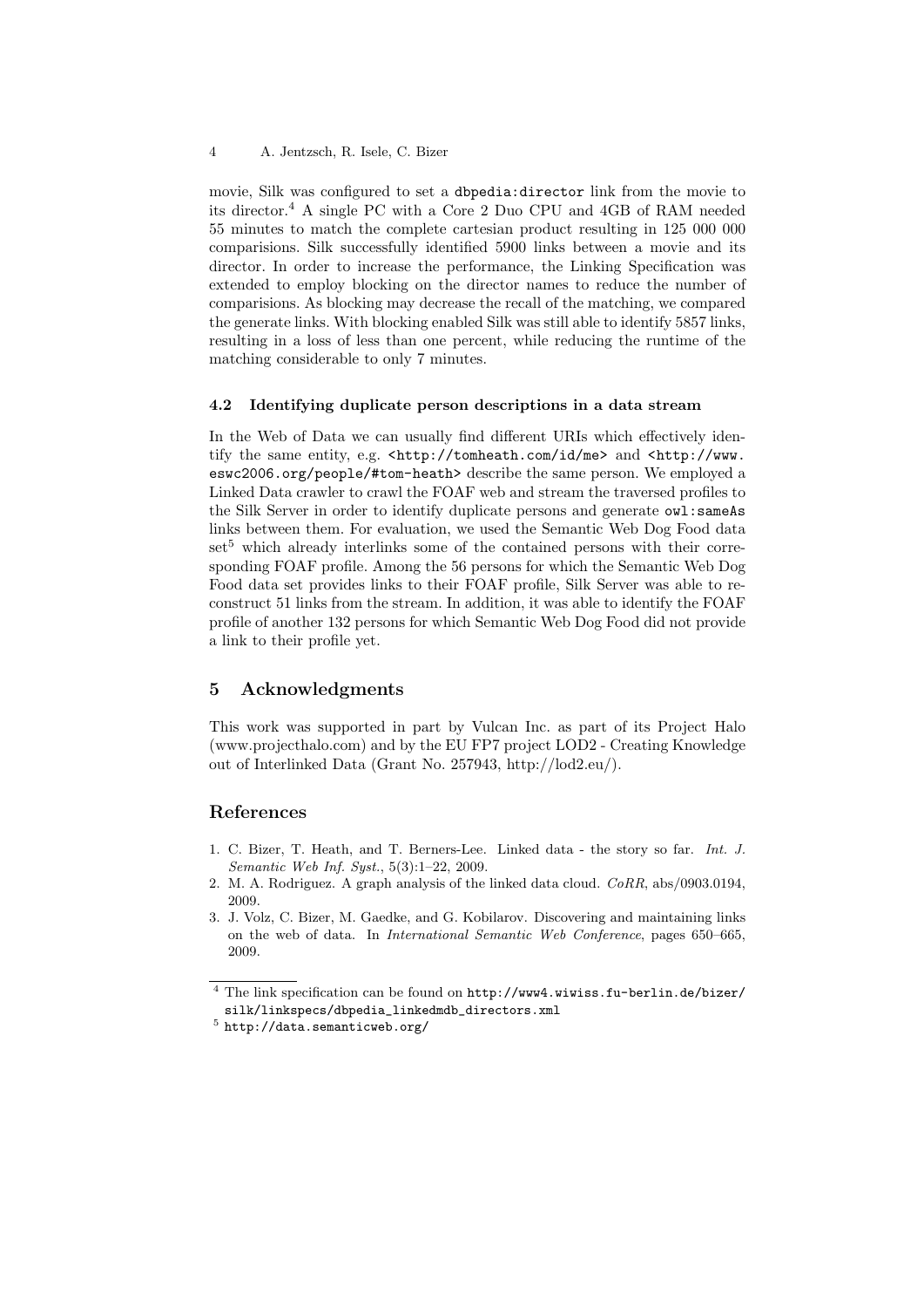movie, Silk was configured to set a `dbpedia:director` link from the movie to its director.[4] A single PC with a Core 2 Duo CPU and 4GB of RAM needed 55 minutes to match the complete cartesian product resulting in 125 000 000 comparisions. Silk successfully identified 5900 links between a movie and its director. In order to increase the performance, the Linking Specification was extended to employ blocking on the director names to reduce the number of comparisions. As blocking may decrease the recall of the matching, we compared the generate links. With blocking enabled Silk was still able to identify 5857 links, resulting in a loss of less than one percent, while reducing the runtime of the matching considerable to only 7 minutes.

### 4.2 Identifying duplicate person descriptions in a data stream

In the Web of Data we can usually find different URIs which effectively identify the same entity, e.g. `<http://tomheath.com/id/me>` and `<http://www.eswc2006.org/people/#tom-heath>` describe the same person. We employed a Linked Data crawler to crawl the FOAF web and stream the traversed profiles to the Silk Server in order to identify duplicate persons and generate `owl:sameAs` links between them. For evaluation, we used the Semantic Web Dog Food data set[5] which already interlinks some of the contained persons with their corresponding FOAF profile. Among the 56 persons for which the Semantic Web Dog Food data set provides links to their FOAF profile, Silk Server was able to reconstruct 51 links from the stream. In addition, it was able to identify the FOAF profile of another 132 persons for which Semantic Web Dog Food did not provide a link to their profile yet.

## 5 Acknowledgments

This work was supported in part by Vulcan Inc. as part of its Project Halo (www.projecthalo.com) and by the EU FP7 project LOD2 - Creating Knowledge out of Interlinked Data (Grant No. 257943, http://lod2.eu/).

## References

1. C. Bizer, T. Heath, and T. Berners-Lee. Linked data - the story so far. *Int. J. Semantic Web Inf. Syst.*, 5(3):1–22, 2009.
2. M. A. Rodriguez. A graph analysis of the linked data cloud. *CoRR*, abs/0903.0194, 2009.
3. J. Volz, C. Bizer, M. Gaedke, and G. Kobilarov. Discovering and maintaining links on the web of data. In *International Semantic Web Conference*, pages 650–665, 2009.

---

[4] The link specification can be found on `http://www4.wiwiss.fu-berlin.de/bizer/silk/linkspecs/dbpedia_linkedmdb_directors.xml`

[5] `http://data.semanticweb.org/`